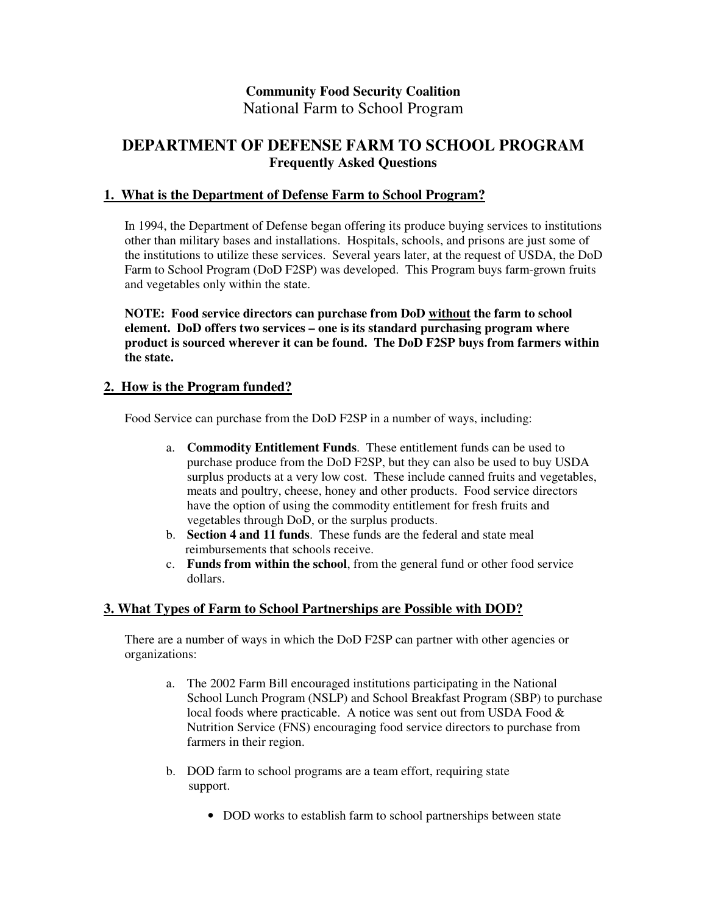**Community Food Security Coalition**
National Farm to School Program

# DEPARTMENT OF DEFENSE FARM TO SCHOOL PROGRAM

**Frequently Asked Questions**

## 1. What is the Department of Defense Farm to School Program?

In 1994, the Department of Defense began offering its produce buying services to institutions other than military bases and installations. Hospitals, schools, and prisons are just some of the institutions to utilize these services. Several years later, at the request of USDA, the DoD Farm to School Program (DoD F2SP) was developed. This Program buys farm-grown fruits and vegetables only within the state.

**NOTE: Food service directors can purchase from DoD <u>without</u> the farm to school element. DoD offers two services – one is its standard purchasing program where product is sourced wherever it can be found. The DoD F2SP buys from farmers within the state.**

## 2. How is the Program funded?

Food Service can purchase from the DoD F2SP in a number of ways, including:

a. **Commodity Entitlement Funds**. These entitlement funds can be used to purchase produce from the DoD F2SP, but they can also be used to buy USDA surplus products at a very low cost. These include canned fruits and vegetables, meats and poultry, cheese, honey and other products. Food service directors have the option of using the commodity entitlement for fresh fruits and vegetables through DoD, or the surplus products.
b. **Section 4 and 11 funds**. These funds are the federal and state meal reimbursements that schools receive.
c. **Funds from within the school**, from the general fund or other food service dollars.

## 3. What Types of Farm to School Partnerships are Possible with DOD?

There are a number of ways in which the DoD F2SP can partner with other agencies or organizations:

a. The 2002 Farm Bill encouraged institutions participating in the National School Lunch Program (NSLP) and School Breakfast Program (SBP) to purchase local foods where practicable. A notice was sent out from USDA Food & Nutrition Service (FNS) encouraging food service directors to purchase from farmers in their region.

b. DOD farm to school programs are a team effort, requiring state support.

   - DOD works to establish farm to school partnerships between state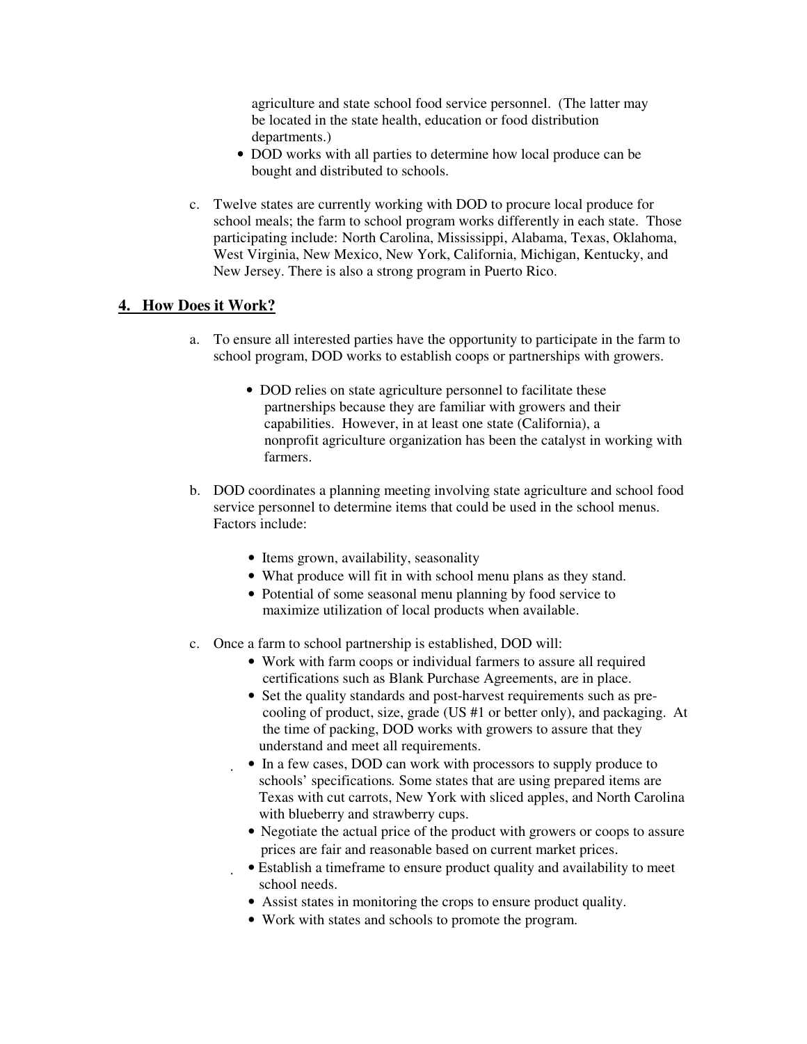agriculture and state school food service personnel. (The latter may be located in the state health, education or food distribution departments.)

- DOD works with all parties to determine how local produce can be bought and distributed to schools.

c. Twelve states are currently working with DOD to procure local produce for school meals; the farm to school program works differently in each state. Those participating include: North Carolina, Mississippi, Alabama, Texas, Oklahoma, West Virginia, New Mexico, New York, California, Michigan, Kentucky, and New Jersey. There is also a strong program in Puerto Rico.

## 4. How Does it Work?

a. To ensure all interested parties have the opportunity to participate in the farm to school program, DOD works to establish coops or partnerships with growers.

- DOD relies on state agriculture personnel to facilitate these partnerships because they are familiar with growers and their capabilities. However, in at least one state (California), a nonprofit agriculture organization has been the catalyst in working with farmers.

b. DOD coordinates a planning meeting involving state agriculture and school food service personnel to determine items that could be used in the school menus. Factors include:

- Items grown, availability, seasonality
- What produce will fit in with school menu plans as they stand.
- Potential of some seasonal menu planning by food service to maximize utilization of local products when available.

c. Once a farm to school partnership is established, DOD will:

- Work with farm coops or individual farmers to assure all required certifications such as Blank Purchase Agreements, are in place.
- Set the quality standards and post-harvest requirements such as pre-cooling of product, size, grade (US #1 or better only), and packaging. At the time of packing, DOD works with growers to assure that they understand and meet all requirements.
- In a few cases, DOD can work with processors to supply produce to schools' specifications. Some states that are using prepared items are Texas with cut carrots, New York with sliced apples, and North Carolina with blueberry and strawberry cups.
- Negotiate the actual price of the product with growers or coops to assure prices are fair and reasonable based on current market prices.
- Establish a timeframe to ensure product quality and availability to meet school needs.
- Assist states in monitoring the crops to ensure product quality.
- Work with states and schools to promote the program.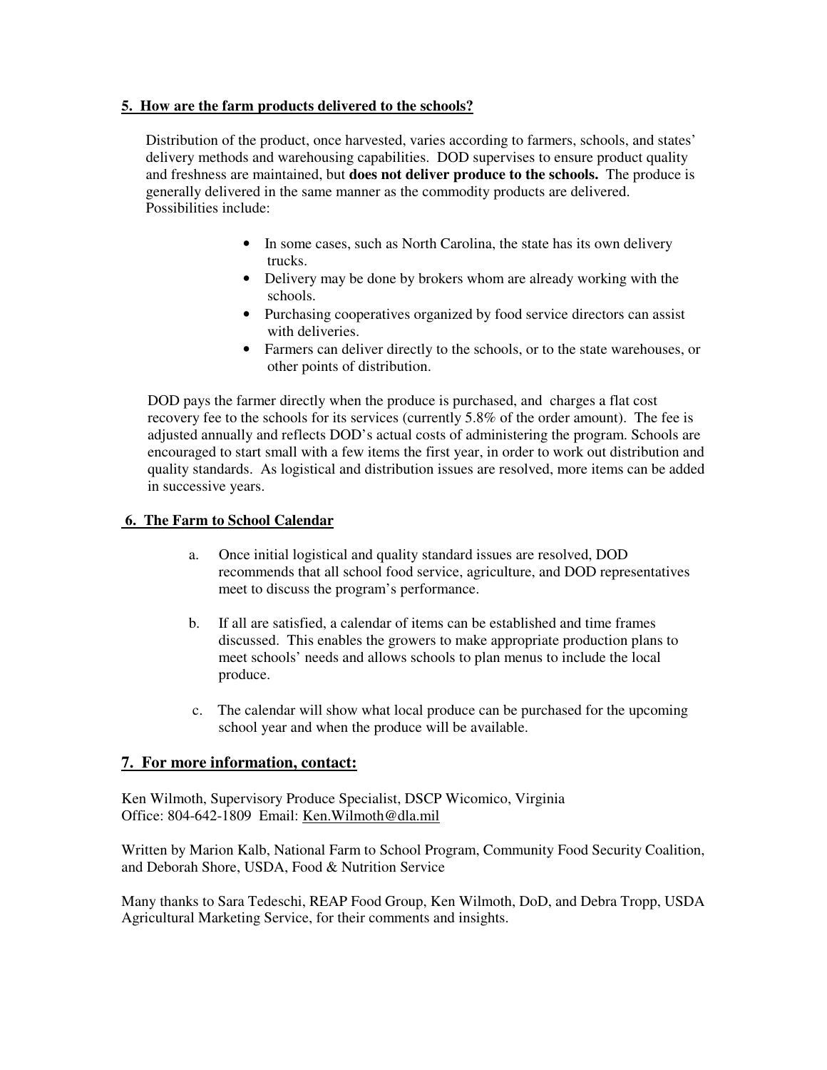**5. How are the farm products delivered to the schools?**

Distribution of the product, once harvested, varies according to farmers, schools, and states' delivery methods and warehousing capabilities. DOD supervises to ensure product quality and freshness are maintained, but **does not deliver produce to the schools.** The produce is generally delivered in the same manner as the commodity products are delivered. Possibilities include:

- In some cases, such as North Carolina, the state has its own delivery trucks.
- Delivery may be done by brokers whom are already working with the schools.
- Purchasing cooperatives organized by food service directors can assist with deliveries.
- Farmers can deliver directly to the schools, or to the state warehouses, or other points of distribution.

DOD pays the farmer directly when the produce is purchased, and charges a flat cost recovery fee to the schools for its services (currently 5.8% of the order amount). The fee is adjusted annually and reflects DOD's actual costs of administering the program. Schools are encouraged to start small with a few items the first year, in order to work out distribution and quality standards. As logistical and distribution issues are resolved, more items can be added in successive years.

**6. The Farm to School Calendar**

a. Once initial logistical and quality standard issues are resolved, DOD recommends that all school food service, agriculture, and DOD representatives meet to discuss the program's performance.

b. If all are satisfied, a calendar of items can be established and time frames discussed. This enables the growers to make appropriate production plans to meet schools' needs and allows schools to plan menus to include the local produce.

c. The calendar will show what local produce can be purchased for the upcoming school year and when the produce will be available.

## 7. For more information, contact:

Ken Wilmoth, Supervisory Produce Specialist, DSCP Wicomico, Virginia
Office: 804-642-1809 Email: Ken.Wilmoth@dla.mil

Written by Marion Kalb, National Farm to School Program, Community Food Security Coalition, and Deborah Shore, USDA, Food & Nutrition Service

Many thanks to Sara Tedeschi, REAP Food Group, Ken Wilmoth, DoD, and Debra Tropp, USDA Agricultural Marketing Service, for their comments and insights.